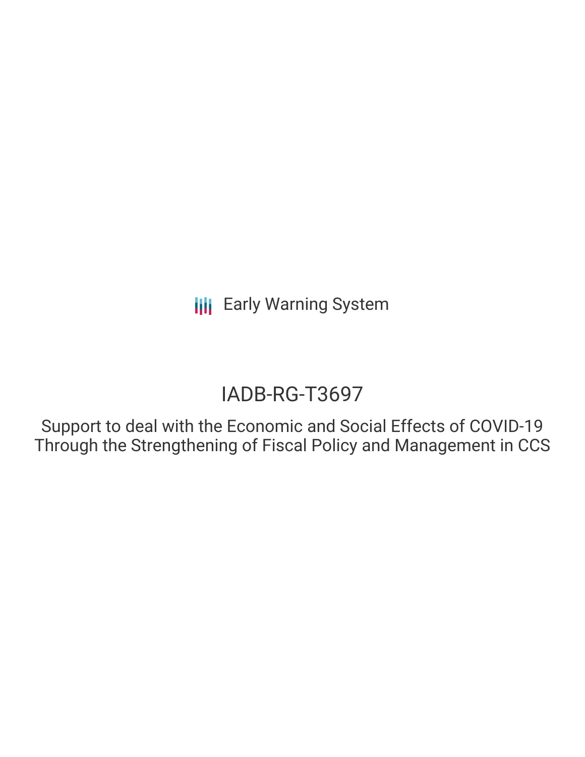Early Warning System

# IADB-RG-T3697

## Support to deal with the Economic and Social Effects of COVID-19 Through the Strengthening of Fiscal Policy and Management in CCS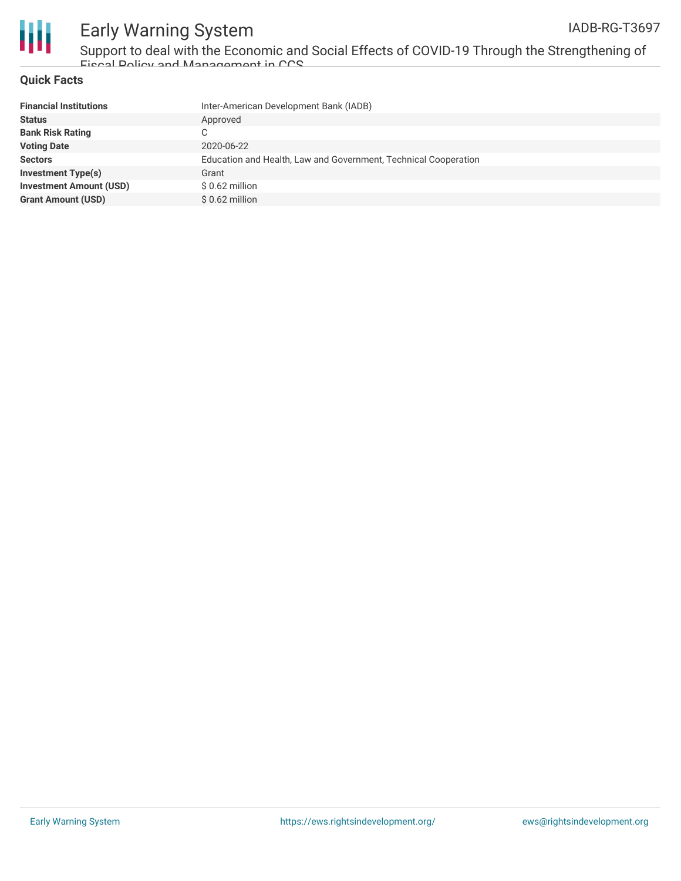## Quick Facts

| | |
|---|---|
| **Financial Institutions** | Inter-American Development Bank (IADB) |
| **Status** | Approved |
| **Bank Risk Rating** | C |
| **Voting Date** | 2020-06-22 |
| **Sectors** | Education and Health, Law and Government, Technical Cooperation |
| **Investment Type(s)** | Grant |
| **Investment Amount (USD)** | $ 0.62 million |
| **Grant Amount (USD)** | $ 0.62 million |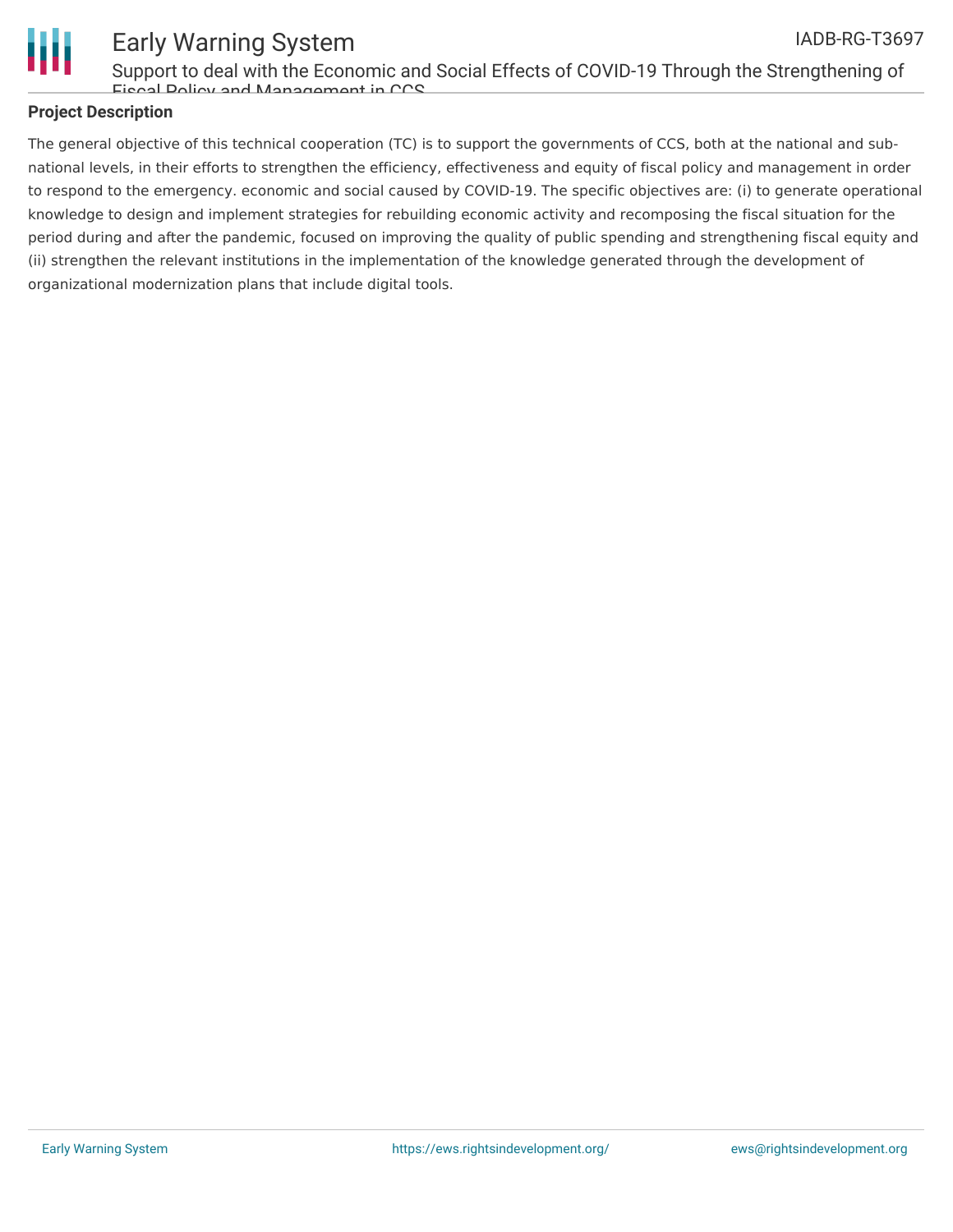## Project Description

The general objective of this technical cooperation (TC) is to support the governments of CCS, both at the national and sub-national levels, in their efforts to strengthen the efficiency, effectiveness and equity of fiscal policy and management in order to respond to the emergency. economic and social caused by COVID-19. The specific objectives are: (i) to generate operational knowledge to design and implement strategies for rebuilding economic activity and recomposing the fiscal situation for the period during and after the pandemic, focused on improving the quality of public spending and strengthening fiscal equity and (ii) strengthen the relevant institutions in the implementation of the knowledge generated through the development of organizational modernization plans that include digital tools.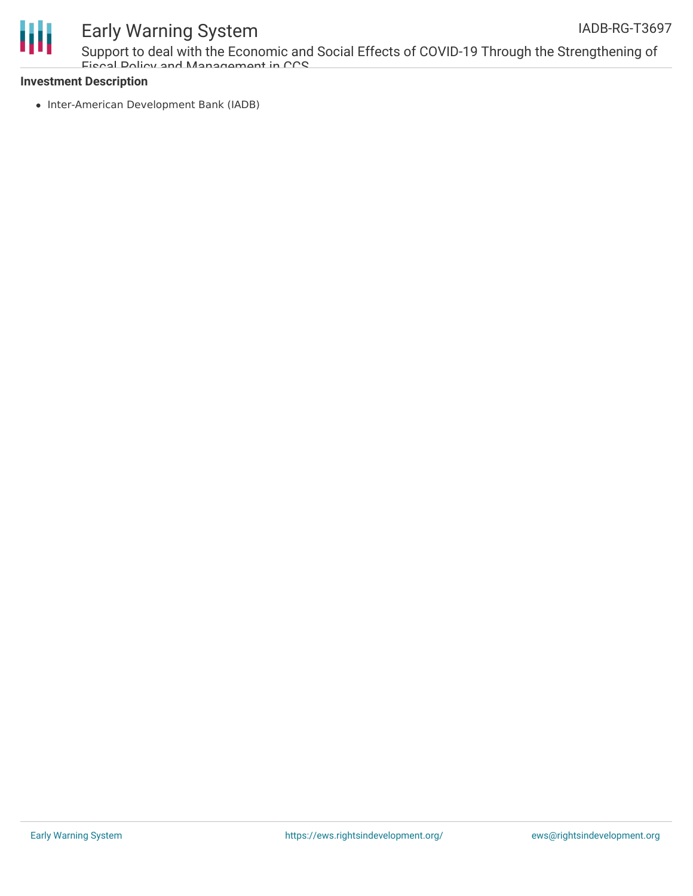**Investment Description**

- Inter-American Development Bank (IADB)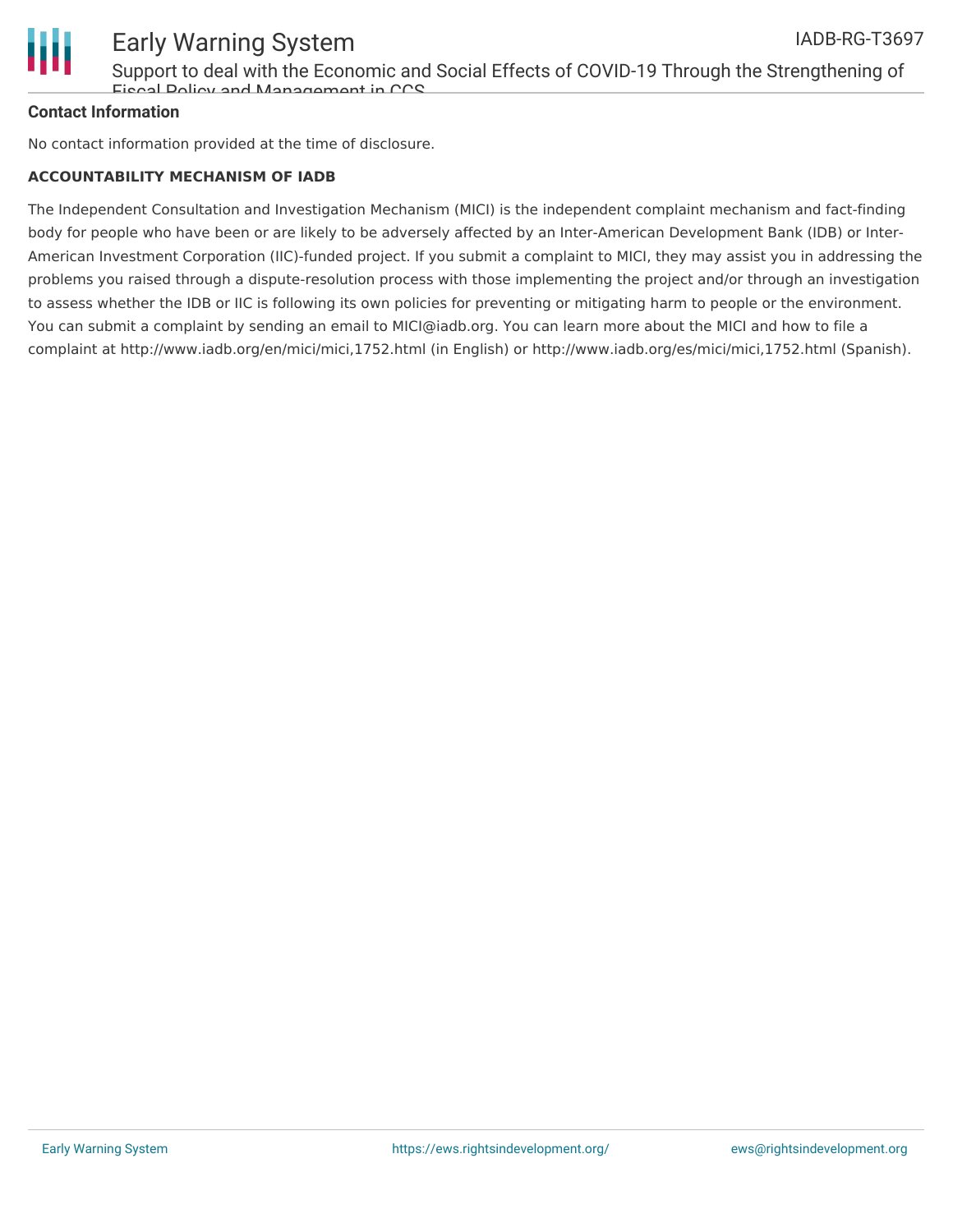**Contact Information**

No contact information provided at the time of disclosure.

**ACCOUNTABILITY MECHANISM OF IADB**

The Independent Consultation and Investigation Mechanism (MICI) is the independent complaint mechanism and fact-finding body for people who have been or are likely to be adversely affected by an Inter-American Development Bank (IDB) or Inter-American Investment Corporation (IIC)-funded project. If you submit a complaint to MICI, they may assist you in addressing the problems you raised through a dispute-resolution process with those implementing the project and/or through an investigation to assess whether the IDB or IIC is following its own policies for preventing or mitigating harm to people or the environment. You can submit a complaint by sending an email to MICI@iadb.org. You can learn more about the MICI and how to file a complaint at http://www.iadb.org/en/mici/mici,1752.html (in English) or http://www.iadb.org/es/mici/mici,1752.html (Spanish).